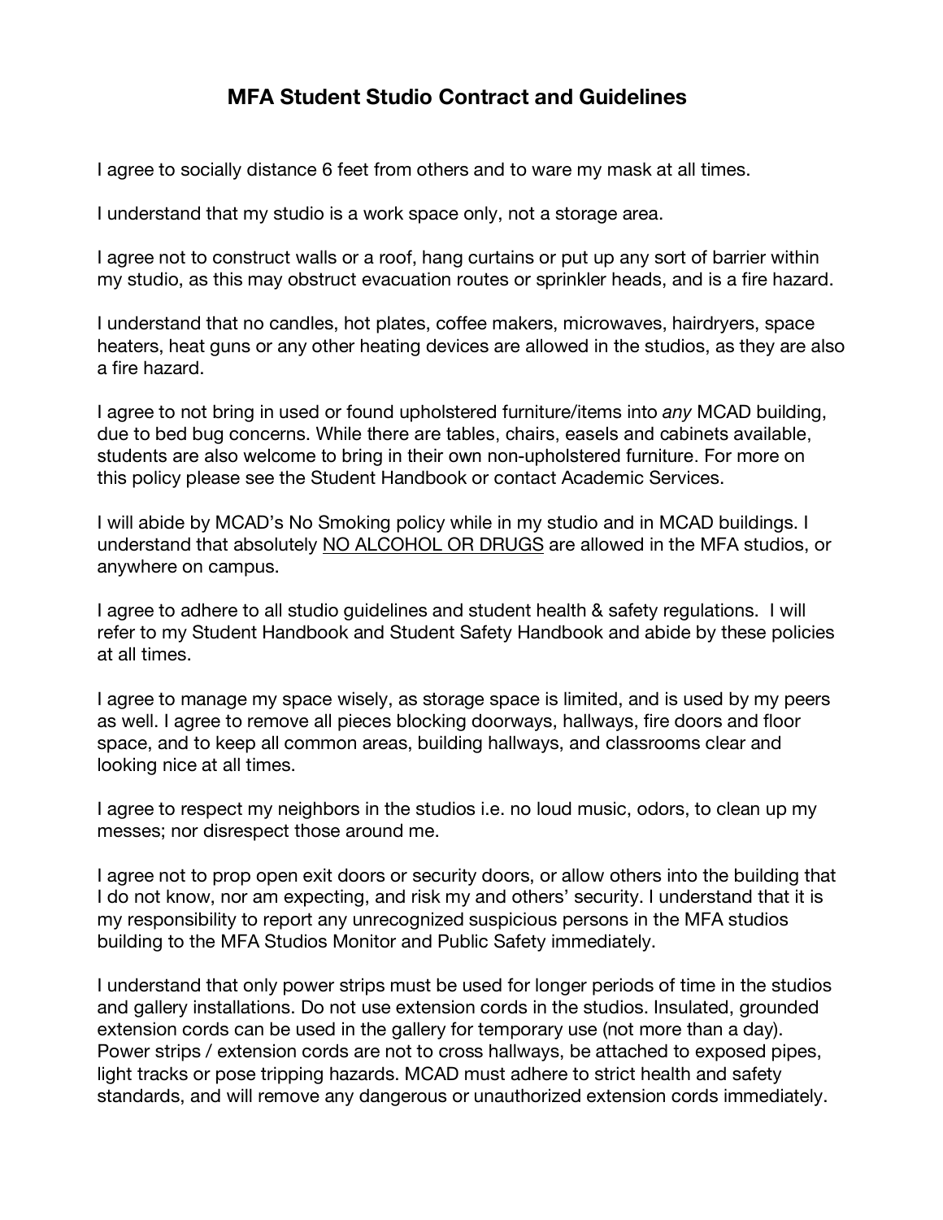# MFA Student Studio Contract and Guidelines

I agree to socially distance 6 feet from others and to ware my mask at all times.

I understand that my studio is a work space only, not a storage area.

I agree not to construct walls or a roof, hang curtains or put up any sort of barrier within my studio, as this may obstruct evacuation routes or sprinkler heads, and is a fire hazard.

I understand that no candles, hot plates, coffee makers, microwaves, hairdryers, space heaters, heat guns or any other heating devices are allowed in the studios, as they are also a fire hazard.

I agree to not bring in used or found upholstered furniture/items into *any* MCAD building, due to bed bug concerns. While there are tables, chairs, easels and cabinets available, students are also welcome to bring in their own non-upholstered furniture. For more on this policy please see the Student Handbook or contact Academic Services.

I will abide by MCAD's No Smoking policy while in my studio and in MCAD buildings. I understand that absolutely <u>NO ALCOHOL OR DRUGS</u> are allowed in the MFA studios, or anywhere on campus.

I agree to adhere to all studio guidelines and student health & safety regulations. I will refer to my Student Handbook and Student Safety Handbook and abide by these policies at all times.

I agree to manage my space wisely, as storage space is limited, and is used by my peers as well. I agree to remove all pieces blocking doorways, hallways, fire doors and floor space, and to keep all common areas, building hallways, and classrooms clear and looking nice at all times.

I agree to respect my neighbors in the studios i.e. no loud music, odors, to clean up my messes; nor disrespect those around me.

I agree not to prop open exit doors or security doors, or allow others into the building that I do not know, nor am expecting, and risk my and others' security. I understand that it is my responsibility to report any unrecognized suspicious persons in the MFA studios building to the MFA Studios Monitor and Public Safety immediately.

I understand that only power strips must be used for longer periods of time in the studios and gallery installations. Do not use extension cords in the studios. Insulated, grounded extension cords can be used in the gallery for temporary use (not more than a day). Power strips / extension cords are not to cross hallways, be attached to exposed pipes, light tracks or pose tripping hazards. MCAD must adhere to strict health and safety standards, and will remove any dangerous or unauthorized extension cords immediately.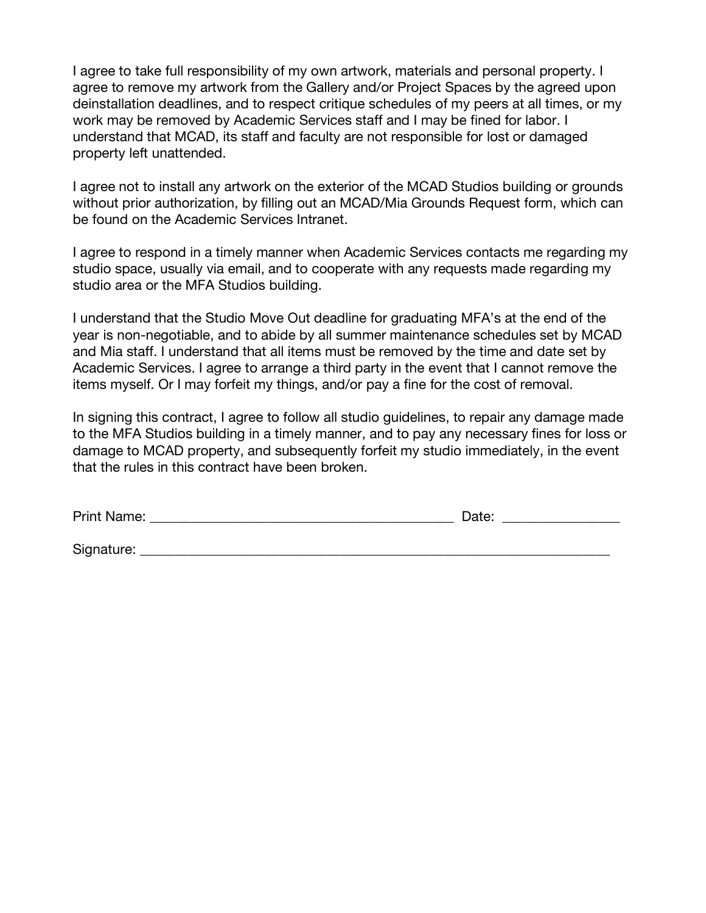I agree to take full responsibility of my own artwork, materials and personal property. I agree to remove my artwork from the Gallery and/or Project Spaces by the agreed upon deinstallation deadlines, and to respect critique schedules of my peers at all times, or my work may be removed by Academic Services staff and I may be fined for labor. I understand that MCAD, its staff and faculty are not responsible for lost or damaged property left unattended.

I agree not to install any artwork on the exterior of the MCAD Studios building or grounds without prior authorization, by filling out an MCAD/Mia Grounds Request form, which can be found on the Academic Services Intranet.

I agree to respond in a timely manner when Academic Services contacts me regarding my studio space, usually via email, and to cooperate with any requests made regarding my studio area or the MFA Studios building.

I understand that the Studio Move Out deadline for graduating MFA's at the end of the year is non-negotiable, and to abide by all summer maintenance schedules set by MCAD and Mia staff. I understand that all items must be removed by the time and date set by Academic Services. I agree to arrange a third party in the event that I cannot remove the items myself. Or I may forfeit my things, and/or pay a fine for the cost of removal.

In signing this contract, I agree to follow all studio guidelines, to repair any damage made to the MFA Studios building in a timely manner, and to pay any necessary fines for loss or damage to MCAD property, and subsequently forfeit my studio immediately, in the event that the rules in this contract have been broken.

Print Name: ____________________________________________ Date: ________________

Signature: ____________________________________________________________________